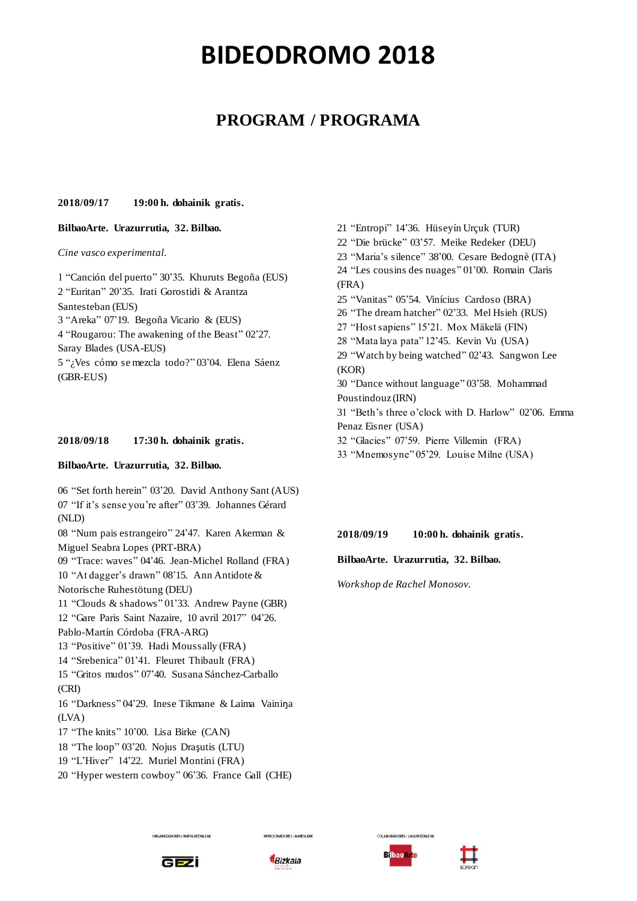# BIDEODROMO 2018

## PROGRAM / PROGRAMA

**2018/09/17 19:00 h. dohainik gratis.**

**BilbaoArte. Urazurrutia, 32. Bilbao.**

*Cine vasco experimental.*

1 “Canción del puerto” 30’35. Khuruts Begoña (EUS)
2 “Euritan” 20’35. Irati Gorostidi & Arantza Santesteban (EUS)
3 “Areka” 07’19. Begoña Vicario & (EUS)
4 “Rougarou: The awakening of the Beast” 02’27. Saray Blades (USA-EUS)
5 “¿Ves cómo se mezcla todo?” 03’04. Elena Sáenz (GBR-EUS)

**2018/09/18 17:30 h. dohainik gratis.**

**BilbaoArte. Urazurrutia, 32. Bilbao.**

06 “Set forth herein” 03’20. David Anthony Sant (AUS)
07 “If it’s sense you’re after” 03’39. Johannes Gérard (NLD)
08 “Num pais estrangeiro” 24’47. Karen Akerman & Miguel Seabra Lopes (PRT-BRA)
09 “Trace: waves” 04’46. Jean-Michel Rolland (FRA)
10 “At dagger’s drawn” 08’15. Ann Antidote & Notorische Ruhestötung (DEU)
11 “Clouds & shadows” 01’33. Andrew Payne (GBR)
12 “Gare Paris Saint Nazaire, 10 avril 2017” 04’26. Pablo-Martín Córdoba (FRA-ARG)
13 “Positive” 01’39. Hadi Moussally (FRA)
14 “Srebenica” 01’41. Fleuret Thibault (FRA)
15 “Gritos mudos” 07’40. Susana Sánchez-Carballo (CRI)
16 “Darkness” 04’29. Inese Tikmane & Laima Vainiņa (LVA)
17 “The knits” 10’00. Lisa Birke (CAN)
18 “The loop” 03’20. Nojus Draşutis (LTU)
19 “L’Hiver” 14’22. Muriel Montini (FRA)
20 “Hyper western cowboy” 06’36. France Gall (CHE)
21 “Entropi” 14’36. Hüseyín Urçuk (TUR)
22 “Die brücke” 03’57. Meike Redeker (DEU)
23 “Maria’s silence” 38’00. Cesare Bedognè (ITA)
24 “Les cousins des nuages” 01’00. Romain Claris (FRA)
25 “Vanitas” 05’54. Vinícius Cardoso (BRA)
26 “The dream hatcher” 02’33. Mel Hsieh (RUS)
27 “Host sapiens” 15’21. Mox Mäkelä (FIN)
28 “Mata laya pata” 12’45. Kevin Vu (USA)
29 “Watch by being watched” 02’43. Sangwon Lee (KOR)
30 “Dance without language” 03’58. Mohammad Poustindouz (IRN)
31 “Beth’s three o’clock with D. Harlow” 02’06. Emma Penaz Eisner (USA)
32 “Glacies” 07’59. Pierre Villemin (FRA)
33 “Mnemosyne” 05’29. Louise Milne (USA)

**2018/09/19 10:00 h. dohainik gratis.**

**BilbaoArte. Urazurrutia, 32. Bilbao.**

*Workshop de Rachel Monosov.*

ORGANIZADORES / ANTOLATZAILEAK — PATROCINADORES / BABESLEAK — COLABORADORES / LAGUNTZAILEAK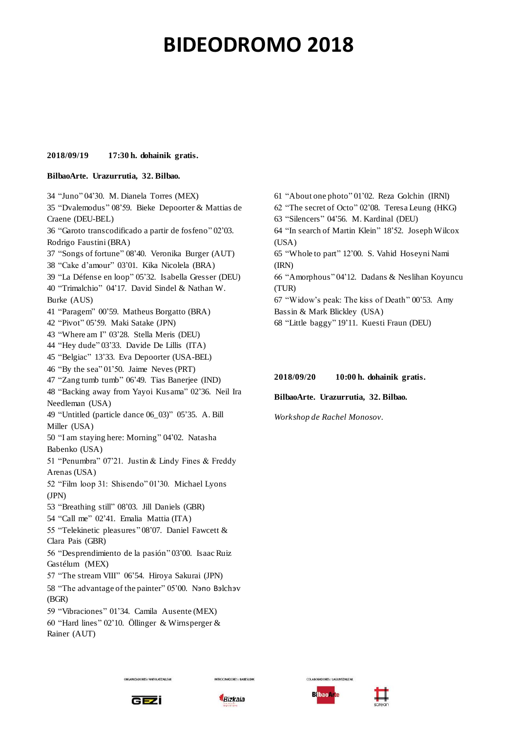# BIDEODROMO 2018

**2018/09/19 17:30 h. dohainik gratis.**

**BilbaoArte. Urazurrutia, 32. Bilbao.**

34 "Juno" 04'30. M. Dianela Torres (MEX)
35 "Dvalemodus" 08'59. Bieke Depoorter & Mattias de Craene (DEU-BEL)
36 "Garoto transcodificado a partir de fosfeno" 02'03. Rodrigo Faustini (BRA)
37 "Songs of fortune" 08'40. Veronika Burger (AUT)
38 "Cake d'amour" 03'01. Kika Nicolela (BRA)
39 "La Défense en loop" 05'32. Isabella Gresser (DEU)
40 "Trimalchio" 04'17. David Sindel & Nathan W. Burke (AUS)
41 "Paragem" 00'59. Matheus Borgatto (BRA)
42 "Pivot" 05'59. Maki Satake (JPN)
43 "Where am I" 03'28. Stella Meris (DEU)
44 "Hey dude" 03'33. Davide De Lillis (ITA)
45 "Belgiac" 13'33. Eva Depoorter (USA-BEL)
46 "By the sea" 01'50. Jaime Neves (PRT)
47 "Zang tumb tumb" 06'49. Tias Banerjee (IND)
48 "Backing away from Yayoi Kusama" 02'36. Neil Ira Needleman (USA)
49 "Untitled (particle dance 06_03)" 05'35. A. Bill Miller (USA)
50 "I am staying here: Morning" 04'02. Natasha Babenko (USA)
51 "Penumbra" 07'21. Justin & Lindy Fines & Freddy Arenas (USA)
52 "Film loop 31: Shisendo" 01'30. Michael Lyons (JPN)
53 "Breathing still" 08'03. Jill Daniels (GBR)
54 "Call me" 02'41. Emalia Mattia (ITA)
55 "Telekinetic pleasures" 08'07. Daniel Fawcett & Clara Pais (GBR)
56 "Desprendimiento de la pasión" 03'00. Isaac Ruiz Gastélum (MEX)
57 "The stream VIII" 06'54. Hiroya Sakurai (JPN)
58 "The advantage of the painter" 05'00. Nəno Bəlchəv (BGR)
59 "Vibraciones" 01'34. Camila Ausente (MEX)
60 "Hard lines" 02'10. Öllinger & Wirnsperger & Rainer (AUT)
61 "About one photo" 01'02. Reza Golchin (IRNl)
62 "The secret of Octo" 02'08. Teresa Leung (HKG)
63 "Silencers" 04'56. M. Kardinal (DEU)
64 "In search of Martin Klein" 18'52. Joseph Wilcox (USA)
65 "Whole to part" 12'00. S. Vahid Hoseyni Nami (IRN)
66 "Amorphous" 04'12. Dadans & Neslihan Koyuncu (TUR)
67 "Widow's peak: The kiss of Death" 00'53. Amy Bassin & Mark Blickley (USA)
68 "Little baggy" 19'11. Kuesti Fraun (DEU)

**2018/09/20 10:00 h. dohainik gratis.**

**BilbaoArte. Urazurrutia, 32. Bilbao.**

*Workshop de Rachel Monosov.*

ORGANIZADORES / ANTOLATZAILEAK: GEZI

PATROCINADORES / BABESLEAK: Bizkaia

COLABORADORES / LAGUNTZAILEAK: BilbaoArte, sarean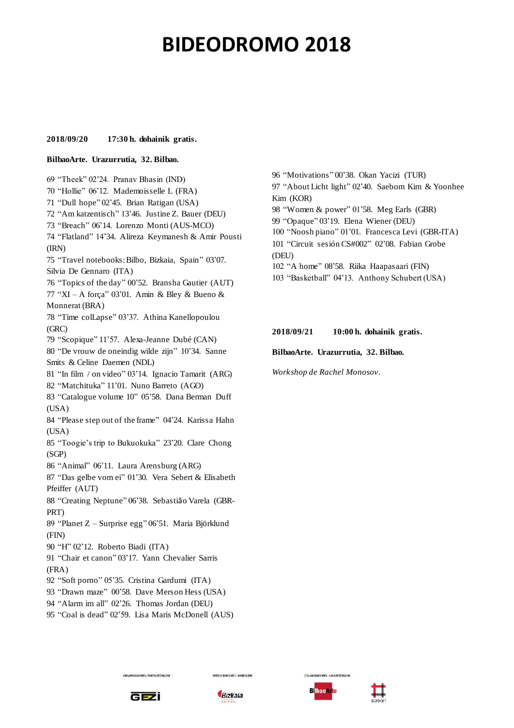# BIDEODROMO 2018

**2018/09/20 17:30 h. dohainik gratis.**

**BilbaoArte. Urazurrutia, 32. Bilbao.**

69 “Theek” 02’24. Pranav Bhasin (IND)
70 “Hollie” 06’12. Mademoisselle L (FRA)
71 “Dull hope” 02’45. Brian Ratigan (USA)
72 “Am katzentisch” 13’46. Justine Z. Bauer (DEU)
73 “Breach” 06’14. Lorenzo Monti (AUS-MCO)
74 “Flatland” 14’34. Alireza Keymanesh & Amir Pousti (IRN)
75 “Travel notebooks: Bilbo, Bizkaia, Spain” 03’07. Silvia De Gennaro (ITA)
76 “Topics of the day” 00’52. Bransha Gautier (AUT)
77 “XI – A força” 03’01. Amin & Bley & Bueno & Monnerat (BRA)
78 “Time colLapse” 03’37. Athina Kanellopoulou (GRC)
79 “Scopique” 11’57. Alexa-Jeanne Dubé (CAN)
80 “De vrouw de oneindig wilde zijn” 10’34. Sanne Smits & Celine Daemen (NDL)
81 “In film / on video” 03’14. Ignacio Tamarit (ARG)
82 “Matchituka” 11’01. Nuno Barreto (AGO)
83 “Catalogue volume 10” 05’58. Dana Berman Duff (USA)
84 “Please step out of the frame” 04’24. Karissa Hahn (USA)
85 “Toogie’s trip to Bukuokuka” 23’20. Clare Chong (SGP)
86 “Animal” 06’11. Laura Arensburg (ARG)
87 “Das gelbe vom ei” 01’30. Vera Sebert & Elisabeth Pfeiffer (AUT)
88 “Creating Neptune” 06’38. Sebastião Varela (GBR-PRT)
89 “Planet Z – Surprise egg” 06’51. Maria Björklund (FIN)
90 “H” 02’12. Roberto Biadi (ITA)
91 “Chair et canon” 03’17. Yann Chevalier Sarris (FRA)
92 “Soft porno” 05’35. Cristina Gardumi (ITA)
93 “Drawn maze” 00’58. Dave Merson Hess (USA)
94 “Alarm im all” 02’26. Thomas Jordan (DEU)
95 “Coal is dead” 02’59. Lisa Maris McDonell (AUS)
96 “Motivations” 00’38. Okan Yacizi (TUR)
97 “About Licht light” 02’40. Saebom Kim & Yoonhee Kim (KOR)
98 “Women & power” 01’58. Meg Earls (GBR)
99 “Opaque” 03’19. Elena Wiener (DEU)
100 “Noosh piano” 01’01. Francesca Levi (GBR-ITA)
101 “Circuit sesión CS#002” 02’08. Fabian Grobe (DEU)
102 “A home” 08’58. Riika Haapasaari (FIN)
103 “Basketball” 04’13. Anthony Schubert (USA)

**2018/09/21 10:00 h. dohainik gratis.**

**BilbaoArte. Urazurrutia, 32. Bilbao.**

*Workshop de Rachel Monosov.*

ORGANIZADORES / ANTOLATZAILEAK PATROCINADORES / BABESLEAK COLABORADORES / LAGUNTZAILEAK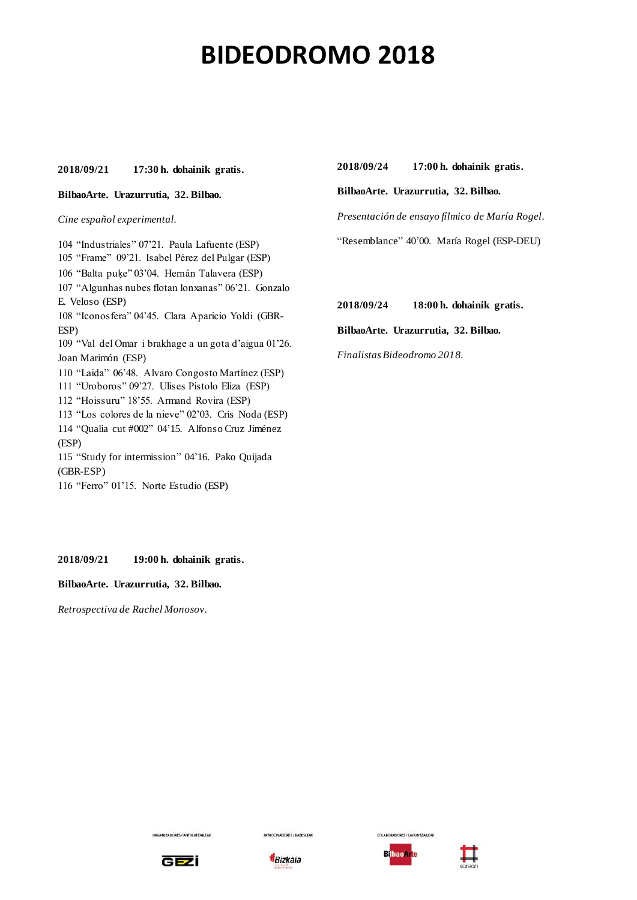# BIDEODROMO 2018

**2018/09/21 17:30 h. dohainik gratis.**

**BilbaoArte. Urazurrutia, 32. Bilbao.**

*Cine español experimental.*

104 “Industriales” 07’21. Paula Lafuente (ESP)
105 “Frame” 09’21. Isabel Pérez del Pulgar (ESP)
106 “Balta puķe” 03’04. Hernán Talavera (ESP)
107 “Algunhas nubes flotan lonxanas” 06’21. Gonzalo E. Veloso (ESP)
108 “Iconosfera” 04’45. Clara Aparicio Yoldi (GBR-ESP)
109 “Val del Omar i brakhage a un gota d’aigua 01’26. Joan Marimón (ESP)
110 “Laida” 06’48. Alvaro Congosto Martínez (ESP)
111 “Uroboros” 09’27. Ulises Pistolo Eliza (ESP)
112 “Hoissuru” 18’55. Armand Rovira (ESP)
113 “Los colores de la nieve” 02’03. Cris Noda (ESP)
114 “Qualia cut #002” 04’15. Alfonso Cruz Jiménez (ESP)
115 “Study for intermission” 04’16. Pako Quijada (GBR-ESP)
116 “Ferro” 01’15. Norte Estudio (ESP)

**2018/09/21 19:00 h. dohainik gratis.**

**BilbaoArte. Urazurrutia, 32. Bilbao.**

*Retrospectiva de Rachel Monosov.*

**2018/09/24 17:00 h. dohainik gratis.**

**BilbaoArte. Urazurrutia, 32. Bilbao.**

*Presentación de ensayo fílmico de María Rogel.*

“Resemblance” 40’00. María Rogel (ESP-DEU)

**2018/09/24 18:00 h. dohainik gratis.**

**BilbaoArte. Urazurrutia, 32. Bilbao.**

*Finalistas Bideodromo 2018.*

ORGANIZADORES / ANTOLATZAILEAK

PATROCINADORES / BABESLEAK

COLABORADORES / LAGUNTZAILEAK